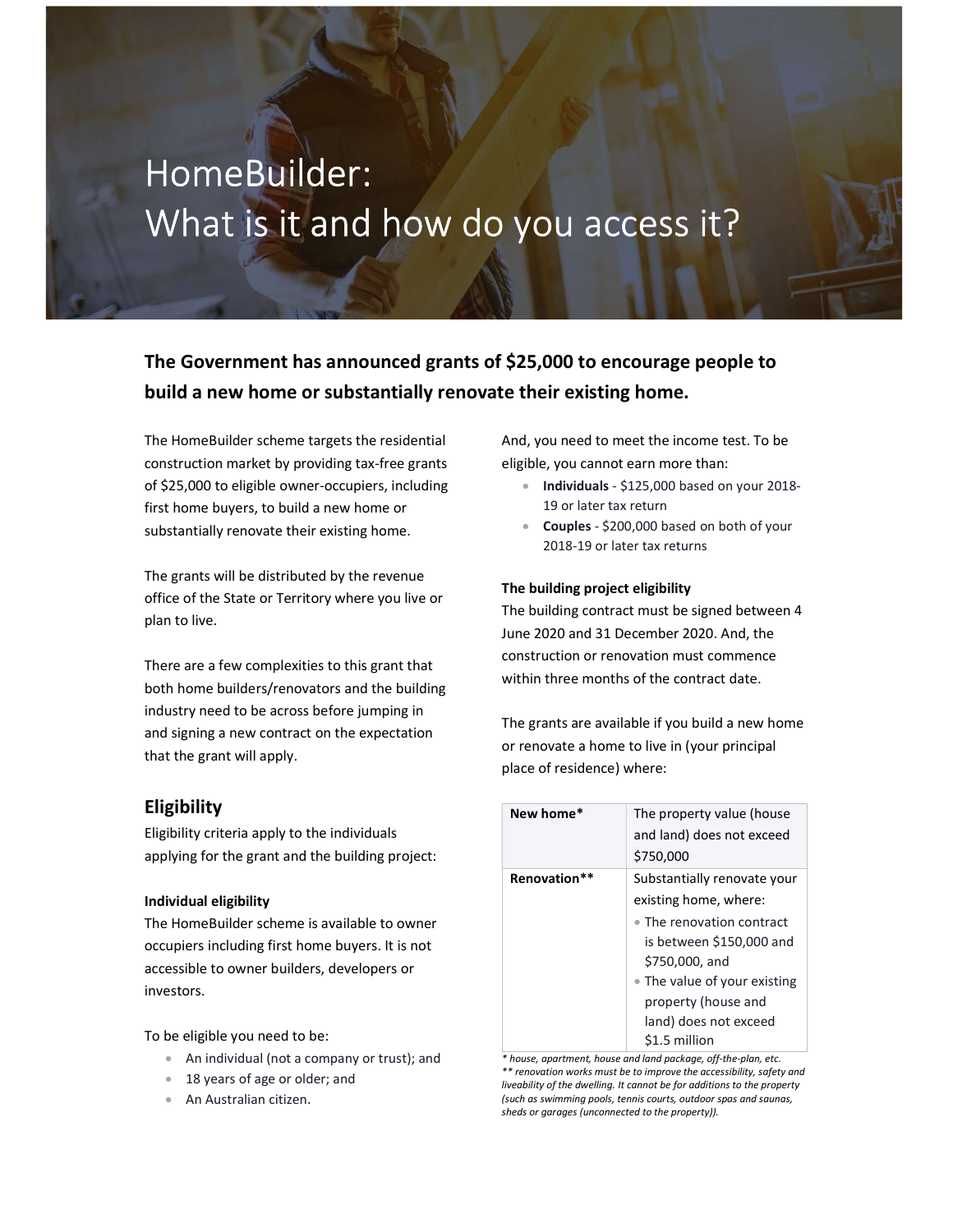# HomeBuilder: What is it and how do you access it?

**The Government has announced grants of $25,000 to encourage people to build a new home or substantially renovate their existing home.**

The HomeBuilder scheme targets the residential construction market by providing tax-free grants of $25,000 to eligible owner-occupiers, including first home buyers, to build a new home or substantially renovate their existing home.

The grants will be distributed by the revenue office of the State or Territory where you live or plan to live.

There are a few complexities to this grant that both home builders/renovators and the building industry need to be across before jumping in and signing a new contract on the expectation that the grant will apply.

## Eligibility

Eligibility criteria apply to the individuals applying for the grant and the building project:

#### Individual eligibility

The HomeBuilder scheme is available to owner occupiers including first home buyers. It is not accessible to owner builders, developers or investors.

To be eligible you need to be:

- An individual (not a company or trust); and
- 18 years of age or older; and
- An Australian citizen.

And, you need to meet the income test. To be eligible, you cannot earn more than:

- **Individuals** - $125,000 based on your 2018-19 or later tax return
- **Couples** - $200,000 based on both of your 2018-19 or later tax returns

#### The building project eligibility

The building contract must be signed between 4 June 2020 and 31 December 2020. And, the construction or renovation must commence within three months of the contract date.

The grants are available if you build a new home or renovate a home to live in (your principal place of residence) where:

| **New home*** | The property value (house and land) does not exceed $750,000 |
|---|---|
| **Renovation**** | Substantially renovate your existing home, where:<br>• The renovation contract is between $150,000 and $750,000, and<br>• The value of your existing property (house and land) does not exceed $1.5 million |

*\* house, apartment, house and land package, off-the-plan, etc.*
*\*\* renovation works must be to improve the accessibility, safety and liveability of the dwelling. It cannot be for additions to the property (such as swimming pools, tennis courts, outdoor spas and saunas, sheds or garages (unconnected to the property)).*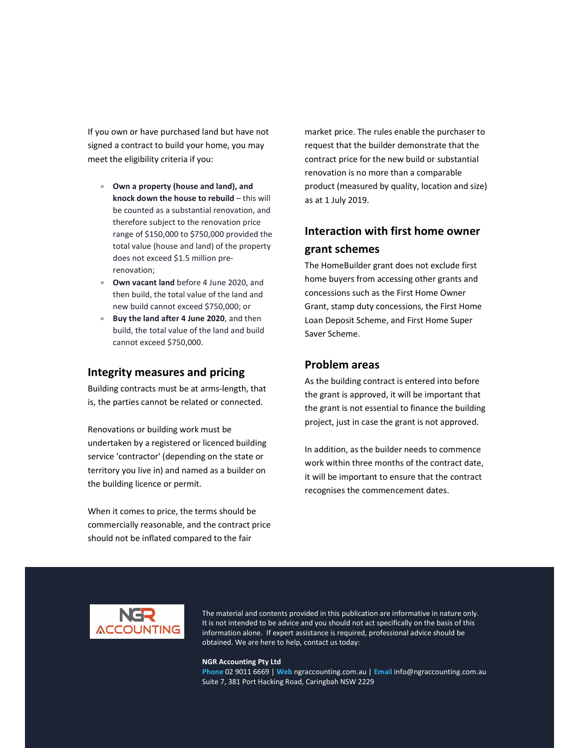If you own or have purchased land but have not signed a contract to build your home, you may meet the eligibility criteria if you:

- **Own a property (house and land), and knock down the house to rebuild** – this will be counted as a substantial renovation, and therefore subject to the renovation price range of $150,000 to $750,000 provided the total value (house and land) of the property does not exceed $1.5 million pre-renovation;
- **Own vacant land** before 4 June 2020, and then build, the total value of the land and new build cannot exceed $750,000; or
- **Buy the land after 4 June 2020**, and then build, the total value of the land and build cannot exceed $750,000.

## Integrity measures and pricing

Building contracts must be at arms-length, that is, the parties cannot be related or connected.

Renovations or building work must be undertaken by a registered or licenced building service 'contractor' (depending on the state or territory you live in) and named as a builder on the building licence or permit.

When it comes to price, the terms should be commercially reasonable, and the contract price should not be inflated compared to the fair market price. The rules enable the purchaser to request that the builder demonstrate that the contract price for the new build or substantial renovation is no more than a comparable product (measured by quality, location and size) as at 1 July 2019.

## Interaction with first home owner grant schemes

The HomeBuilder grant does not exclude first home buyers from accessing other grants and concessions such as the First Home Owner Grant, stamp duty concessions, the First Home Loan Deposit Scheme, and First Home Super Saver Scheme.

## Problem areas

As the building contract is entered into before the grant is approved, it will be important that the grant is not essential to finance the building project, just in case the grant is not approved.

In addition, as the builder needs to commence work within three months of the contract date, it will be important to ensure that the contract recognises the commencement dates.

NGR ACCOUNTING

The material and contents provided in this publication are informative in nature only. It is not intended to be advice and you should not act specifically on the basis of this information alone. If expert assistance is required, professional advice should be obtained. We are here to help, contact us today:

**NGR Accounting Pty Ltd**
**Phone** 02 9011 6669 | **Web** ngraccounting.com.au | **Email** info@ngraccounting.com.au
Suite 7, 381 Port Hacking Road, Caringbah NSW 2229